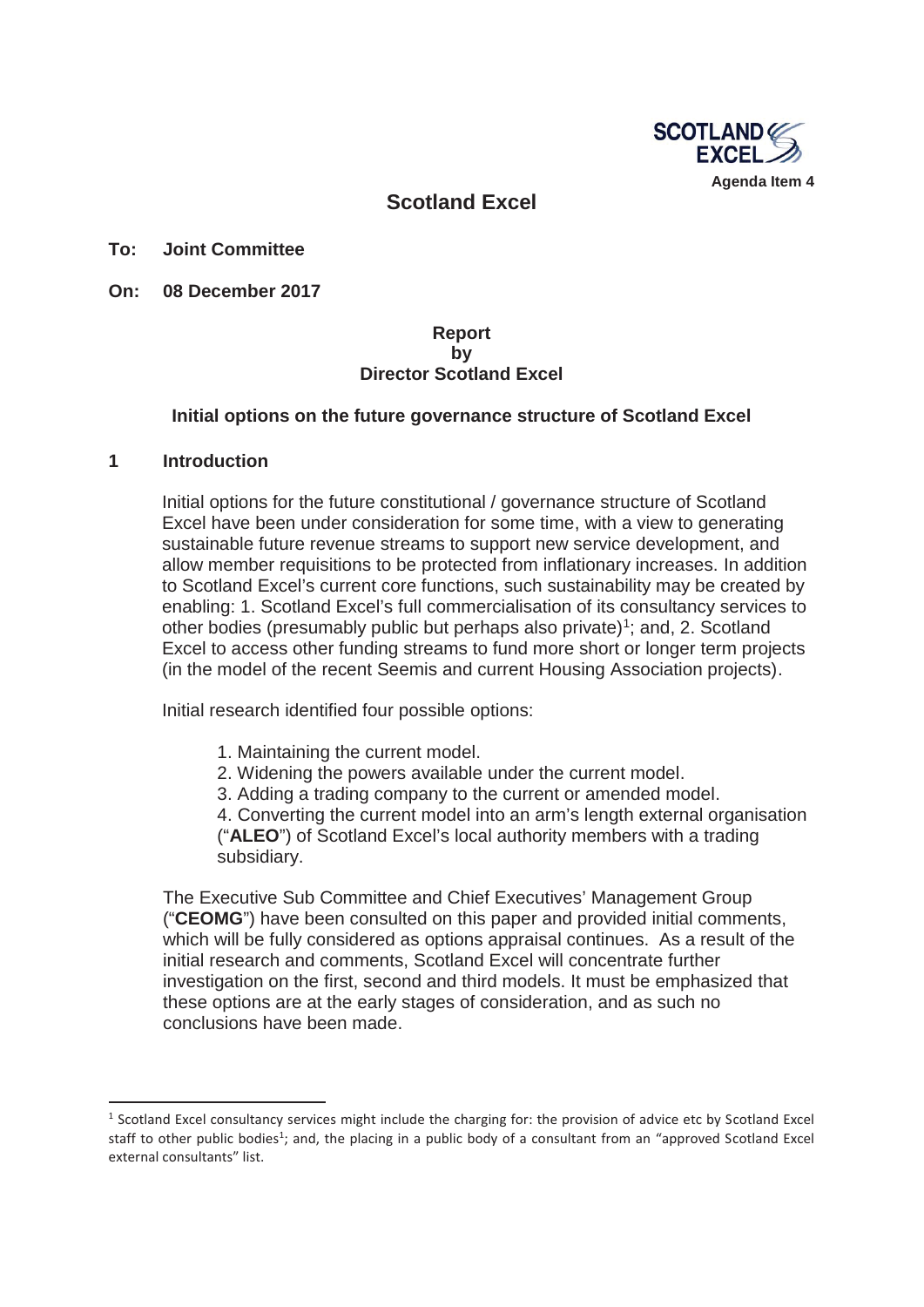Agenda Item 4

# Scotland Excel

**To: Joint Committee**

**On: 08 December 2017**

**Report**
**by**
**Director Scotland Excel**

**Initial options on the future governance structure of Scotland Excel**

## 1 Introduction

Initial options for the future constitutional / governance structure of Scotland Excel have been under consideration for some time, with a view to generating sustainable future revenue streams to support new service development, and allow member requisitions to be protected from inflationary increases. In addition to Scotland Excel's current core functions, such sustainability may be created by enabling: 1. Scotland Excel's full commercialisation of its consultancy services to other bodies (presumably public but perhaps also private)[1]; and, 2. Scotland Excel to access other funding streams to fund more short or longer term projects (in the model of the recent Seemis and current Housing Association projects).

Initial research identified four possible options:

1. Maintaining the current model.
2. Widening the powers available under the current model.
3. Adding a trading company to the current or amended model.
4. Converting the current model into an arm's length external organisation ("**ALEO**") of Scotland Excel's local authority members with a trading subsidiary.

The Executive Sub Committee and Chief Executives' Management Group ("**CEOMG**") have been consulted on this paper and provided initial comments, which will be fully considered as options appraisal continues. As a result of the initial research and comments, Scotland Excel will concentrate further investigation on the first, second and third models. It must be emphasized that these options are at the early stages of consideration, and as such no conclusions have been made.

---

[1] Scotland Excel consultancy services might include the charging for: the provision of advice etc by Scotland Excel staff to other public bodies[1]; and, the placing in a public body of a consultant from an "approved Scotland Excel external consultants" list.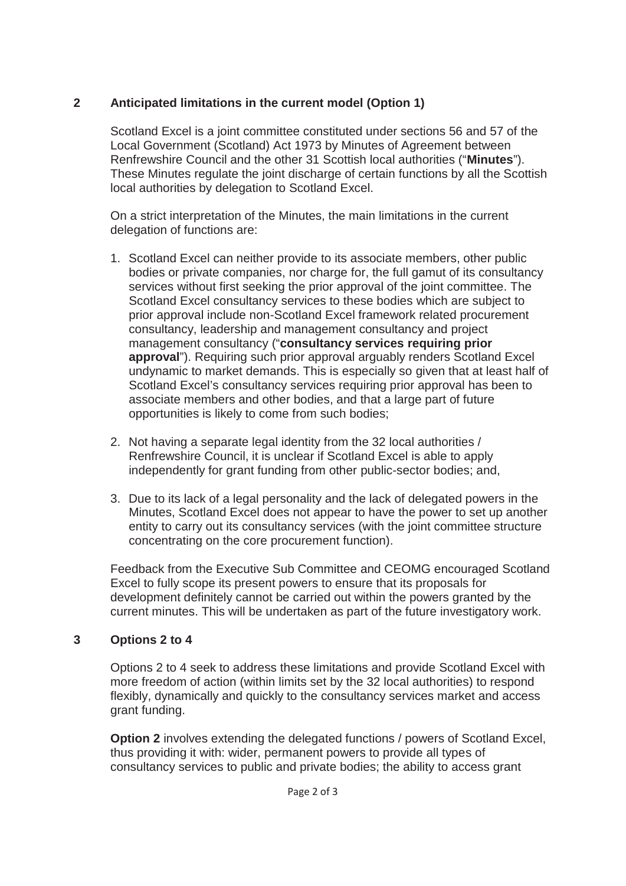## 2 Anticipated limitations in the current model (Option 1)

Scotland Excel is a joint committee constituted under sections 56 and 57 of the Local Government (Scotland) Act 1973 by Minutes of Agreement between Renfrewshire Council and the other 31 Scottish local authorities ("**Minutes**"). These Minutes regulate the joint discharge of certain functions by all the Scottish local authorities by delegation to Scotland Excel.

On a strict interpretation of the Minutes, the main limitations in the current delegation of functions are:

1. Scotland Excel can neither provide to its associate members, other public bodies or private companies, nor charge for, the full gamut of its consultancy services without first seeking the prior approval of the joint committee. The Scotland Excel consultancy services to these bodies which are subject to prior approval include non-Scotland Excel framework related procurement consultancy, leadership and management consultancy and project management consultancy ("**consultancy services requiring prior approval**"). Requiring such prior approval arguably renders Scotland Excel undynamic to market demands. This is especially so given that at least half of Scotland Excel's consultancy services requiring prior approval has been to associate members and other bodies, and that a large part of future opportunities is likely to come from such bodies;

2. Not having a separate legal identity from the 32 local authorities / Renfrewshire Council, it is unclear if Scotland Excel is able to apply independently for grant funding from other public-sector bodies; and,

3. Due to its lack of a legal personality and the lack of delegated powers in the Minutes, Scotland Excel does not appear to have the power to set up another entity to carry out its consultancy services (with the joint committee structure concentrating on the core procurement function).

Feedback from the Executive Sub Committee and CEOMG encouraged Scotland Excel to fully scope its present powers to ensure that its proposals for development definitely cannot be carried out within the powers granted by the current minutes. This will be undertaken as part of the future investigatory work.

## 3 Options 2 to 4

Options 2 to 4 seek to address these limitations and provide Scotland Excel with more freedom of action (within limits set by the 32 local authorities) to respond flexibly, dynamically and quickly to the consultancy services market and access grant funding.

**Option 2** involves extending the delegated functions / powers of Scotland Excel, thus providing it with: wider, permanent powers to provide all types of consultancy services to public and private bodies; the ability to access grant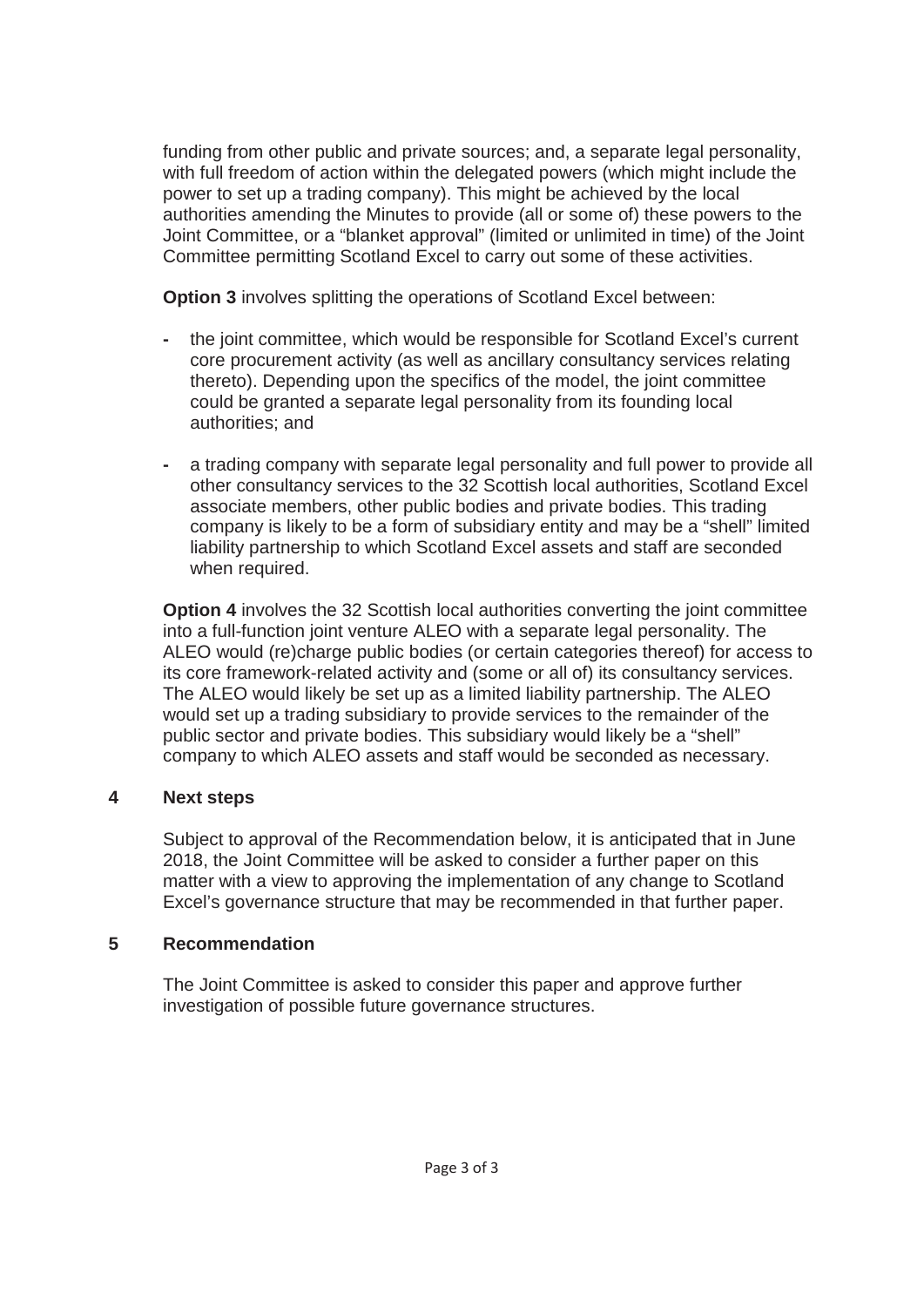funding from other public and private sources; and, a separate legal personality, with full freedom of action within the delegated powers (which might include the power to set up a trading company). This might be achieved by the local authorities amending the Minutes to provide (all or some of) these powers to the Joint Committee, or a "blanket approval" (limited or unlimited in time) of the Joint Committee permitting Scotland Excel to carry out some of these activities.

**Option 3** involves splitting the operations of Scotland Excel between:

- the joint committee, which would be responsible for Scotland Excel's current core procurement activity (as well as ancillary consultancy services relating thereto). Depending upon the specifics of the model, the joint committee could be granted a separate legal personality from its founding local authorities; and

- a trading company with separate legal personality and full power to provide all other consultancy services to the 32 Scottish local authorities, Scotland Excel associate members, other public bodies and private bodies. This trading company is likely to be a form of subsidiary entity and may be a "shell" limited liability partnership to which Scotland Excel assets and staff are seconded when required.

**Option 4** involves the 32 Scottish local authorities converting the joint committee into a full-function joint venture ALEO with a separate legal personality. The ALEO would (re)charge public bodies (or certain categories thereof) for access to its core framework-related activity and (some or all of) its consultancy services. The ALEO would likely be set up as a limited liability partnership. The ALEO would set up a trading subsidiary to provide services to the remainder of the public sector and private bodies. This subsidiary would likely be a "shell" company to which ALEO assets and staff would be seconded as necessary.

## 4 Next steps

Subject to approval of the Recommendation below, it is anticipated that in June 2018, the Joint Committee will be asked to consider a further paper on this matter with a view to approving the implementation of any change to Scotland Excel's governance structure that may be recommended in that further paper.

## 5 Recommendation

The Joint Committee is asked to consider this paper and approve further investigation of possible future governance structures.